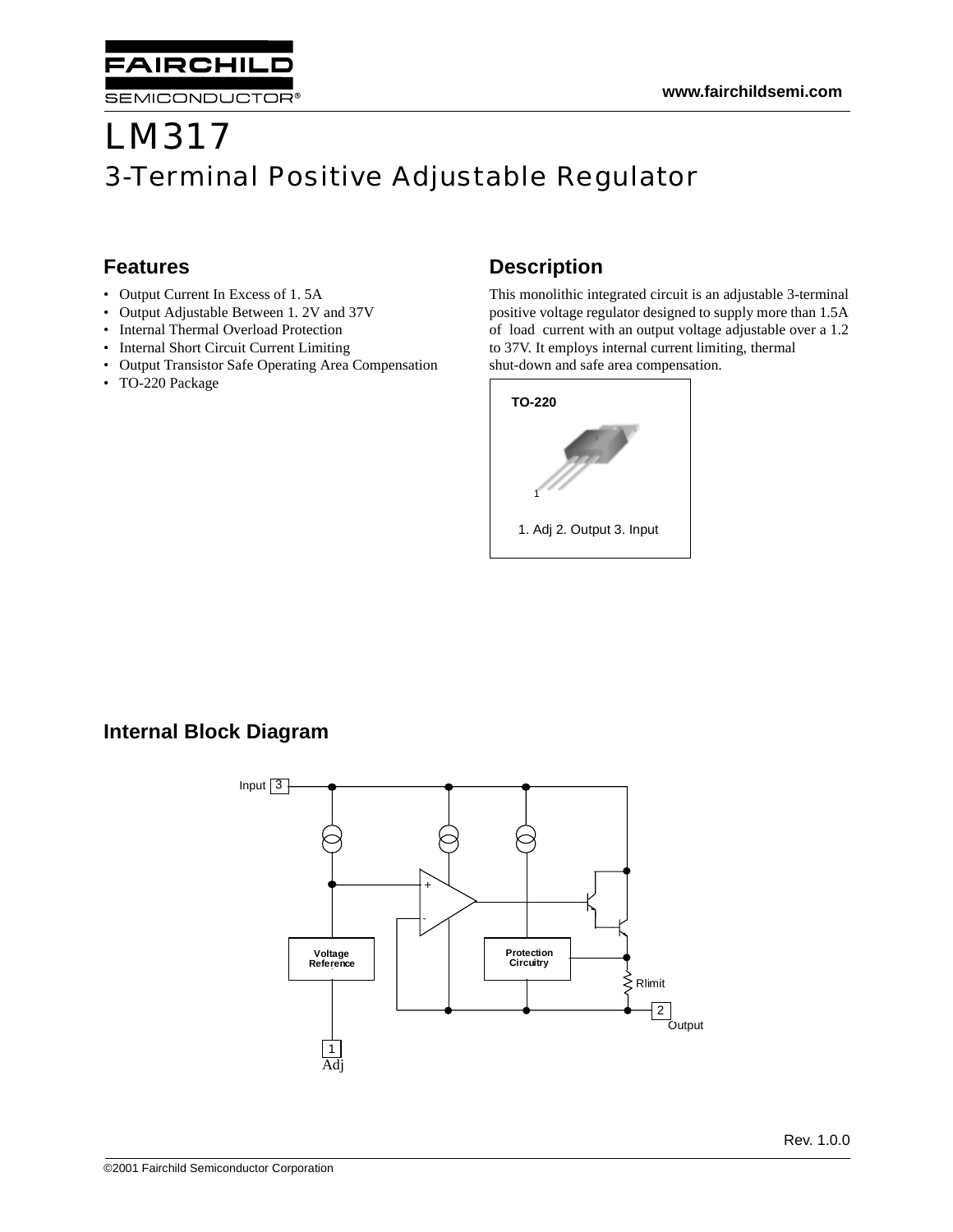FAIRCHILD SEMICONDUCTOR®

www.fairchildsemi.com

# LM317

## 3-Terminal Positive Adjustable Regulator

### Features

- Output Current In Excess of 1. 5A
- Output Adjustable Between 1. 2V and 37V
- Internal Thermal Overload Protection
- Internal Short Circuit Current Limiting
- Output Transistor Safe Operating Area Compensation
- TO-220 Package

### Description

This monolithic integrated circuit is an adjustable 3-terminal positive voltage regulator designed to supply more than 1.5A of load current with an output voltage adjustable over a 1.2 to 37V. It employs internal current limiting, thermal shut-down and safe area compensation.

TO-220

1

1. Adj 2. Output 3. Input

### Internal Block Diagram

Input 3

Voltage Reference

Protection Circuitry

Rlimit

2 Output

1 Adj

Rev. 1.0.0

©2001 Fairchild Semiconductor Corporation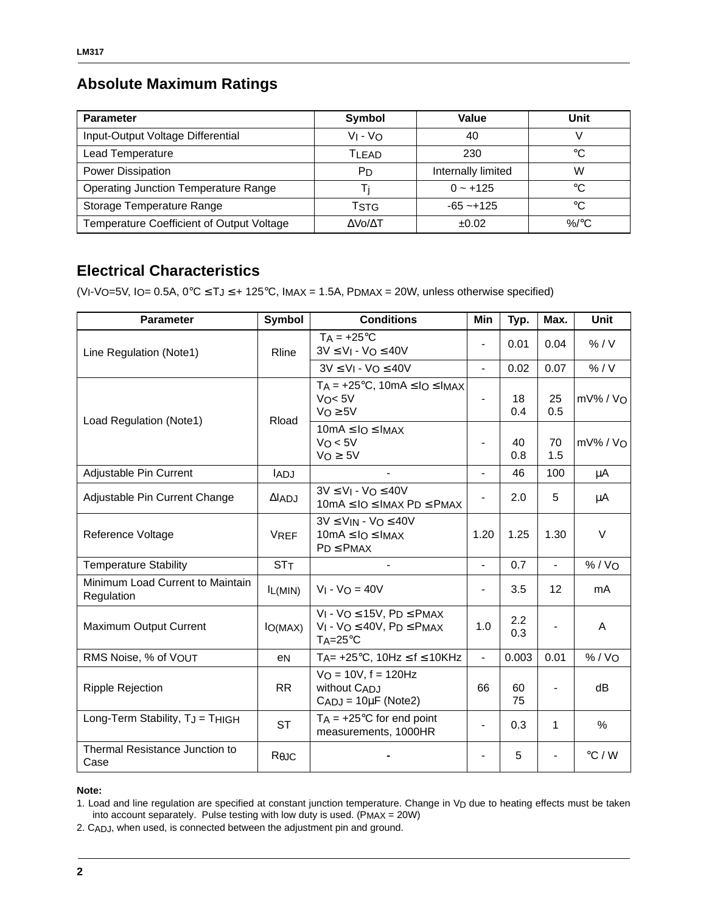## Absolute Maximum Ratings

| Parameter | Symbol | Value | Unit |
|---|---|---|---|
| Input-Output Voltage Differential | $V_I - V_O$ | 40 | V |
| Lead Temperature | $T_{LEAD}$ | 230 | °C |
| Power Dissipation | $P_D$ | Internally limited | W |
| Operating Junction Temperature Range | $T_j$ | 0 ~ +125 | °C |
| Storage Temperature Range | $T_{STG}$ | -65 ~+125 | °C |
| Temperature Coefficient of Output Voltage | $\Delta V_O/\Delta T$ | ±0.02 | %/°C |

## Electrical Characteristics

($V_I$-$V_O$=5V, $I_O$= 0.5A, 0°C ≤ $T_J$ ≤ + 125°C, $I_{MAX}$ = 1.5A, $P_{DMAX}$ = 20W, unless otherwise specified)

| Parameter | Symbol | Conditions | Min | Typ. | Max. | Unit |
|---|---|---|---|---|---|---|
| Line Regulation (Note1) | Rline | $T_A$ = +25°C<br>3V ≤ $V_I$ - $V_O$ ≤ 40V | - | 0.01 | 0.04 | % / V |
| | | 3V ≤ $V_I$ - $V_O$ ≤ 40V | - | 0.02 | 0.07 | % / V |
| Load Regulation (Note1) | Rload | $T_A$ = +25°C, 10mA ≤ $I_O$ ≤ $I_{MAX}$<br>$V_O$< 5V<br>$V_O$ ≥ 5V | - | 18<br>0.4 | 25<br>0.5 | mV% / $V_O$ |
| | | 10mA ≤ $I_O$ ≤ $I_{MAX}$<br>$V_O$ < 5V<br>$V_O$ ≥ 5V | - | 40<br>0.8 | 70<br>1.5 | mV% / $V_O$ |
| Adjustable Pin Current | $I_{ADJ}$ | - | - | 46 | 100 | μA |
| Adjustable Pin Current Change | $\Delta I_{ADJ}$ | 3V ≤ $V_I$ - $V_O$ ≤ 40V<br>10mA ≤ $I_O$ ≤ $I_{MAX}$ $P_D$ ≤ $P_{MAX}$ | - | 2.0 | 5 | μA |
| Reference Voltage | $V_{REF}$ | 3V ≤ $V_{IN}$ - $V_O$ ≤ 40V<br>10mA ≤ $I_O$ ≤ $I_{MAX}$<br>$P_D$ ≤ $P_{MAX}$ | 1.20 | 1.25 | 1.30 | V |
| Temperature Stability | $ST_T$ | - | - | 0.7 | - | % / $V_O$ |
| Minimum Load Current to Maintain Regulation | $I_{L(MIN)}$ | $V_I$ - $V_O$ = 40V | - | 3.5 | 12 | mA |
| Maximum Output Current | $I_{O(MAX)}$ | $V_I$ - $V_O$ ≤ 15V, $P_D$ ≤ $P_{MAX}$<br>$V_I$ - $V_O$ ≤ 40V, $P_D$ ≤ $P_{MAX}$<br>$T_A$=25°C | 1.0 | 2.2<br>0.3 | - | A |
| RMS Noise, % of $V_{OUT}$ | $e_N$ | $T_A$= +25°C, 10Hz ≤ f ≤ 10KHz | - | 0.003 | 0.01 | % / $V_O$ |
| Ripple Rejection | RR | $V_O$ = 10V, f = 120Hz<br>without $C_{ADJ}$<br>$C_{ADJ}$ = 10μF (Note2) | 66 | 60<br>75 | - | dB |
| Long-Term Stability, $T_J$ = $T_{HIGH}$ | ST | $T_A$ = +25°C for end point measurements, 1000HR | - | 0.3 | 1 | % |
| Thermal Resistance Junction to Case | $R_{\theta JC}$ | - | - | 5 | - | °C / W |

**Note:**

1. Load and line regulation are specified at constant junction temperature. Change in $V_D$ due to heating effects must be taken into account separately. Pulse testing with low duty is used. ($P_{MAX}$ = 20W)
2. $C_{ADJ}$, when used, is connected between the adjustment pin and ground.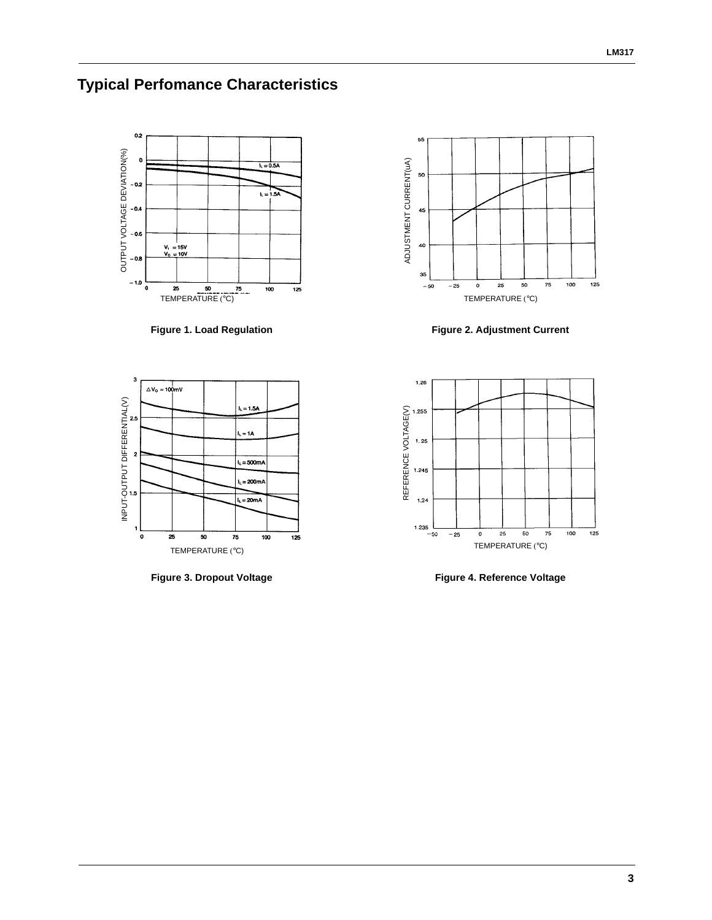## Typical Perfomance Characteristics

Figure 1. Load Regulation

Figure 2. Adjustment Current

Figure 3. Dropout Voltage

Figure 4. Reference Voltage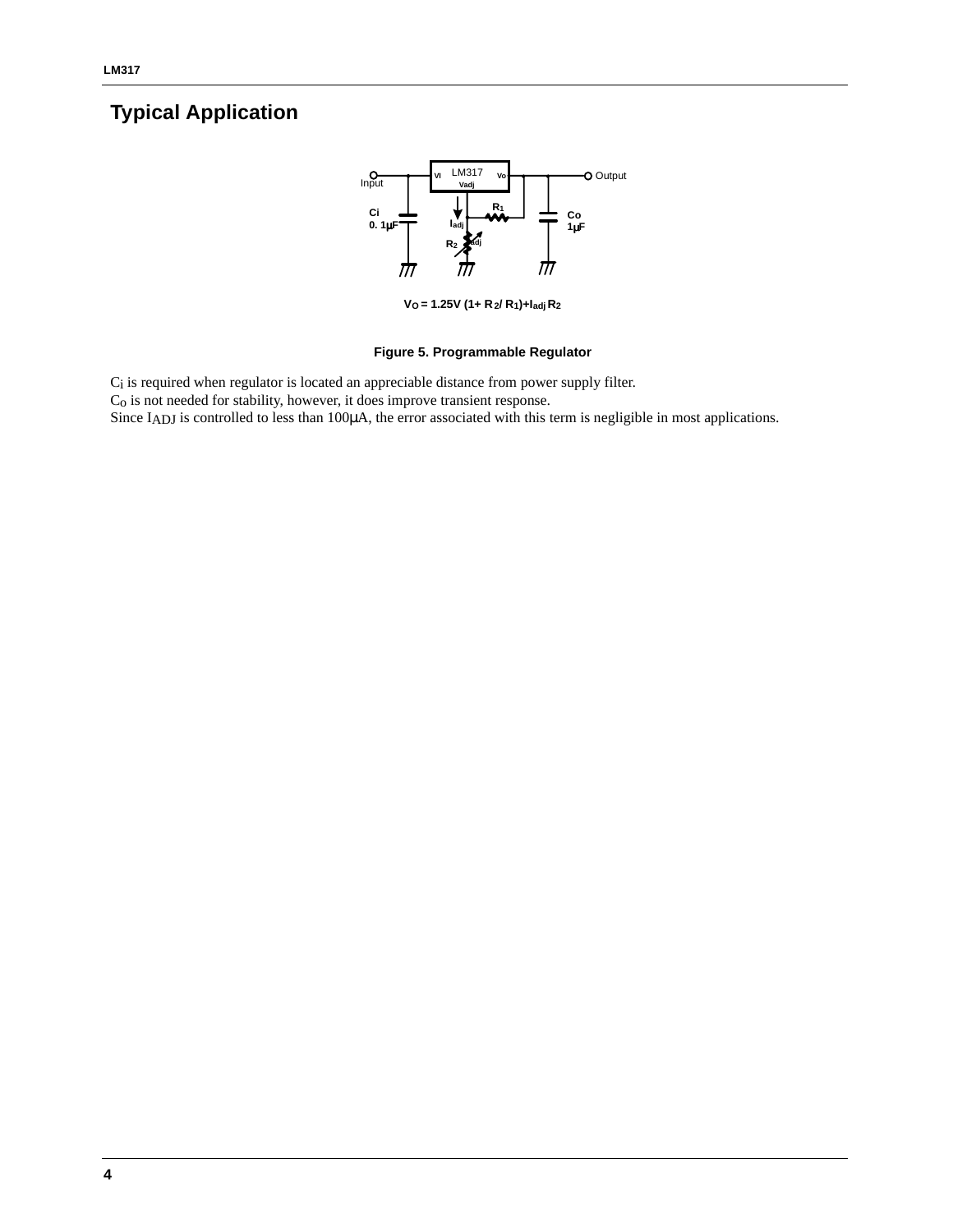## Typical Application

$$V_O = 1.25V\,(1 + R_2 / R_1) + I_{adj} R_2$$

**Figure 5. Programmable Regulator**

$C_i$ is required when regulator is located an appreciable distance from power supply filter.
$C_O$ is not needed for stability, however, it does improve transient response.
Since $I_{ADJ}$ is controlled to less than 100μA, the error associated with this term is negligible in most applications.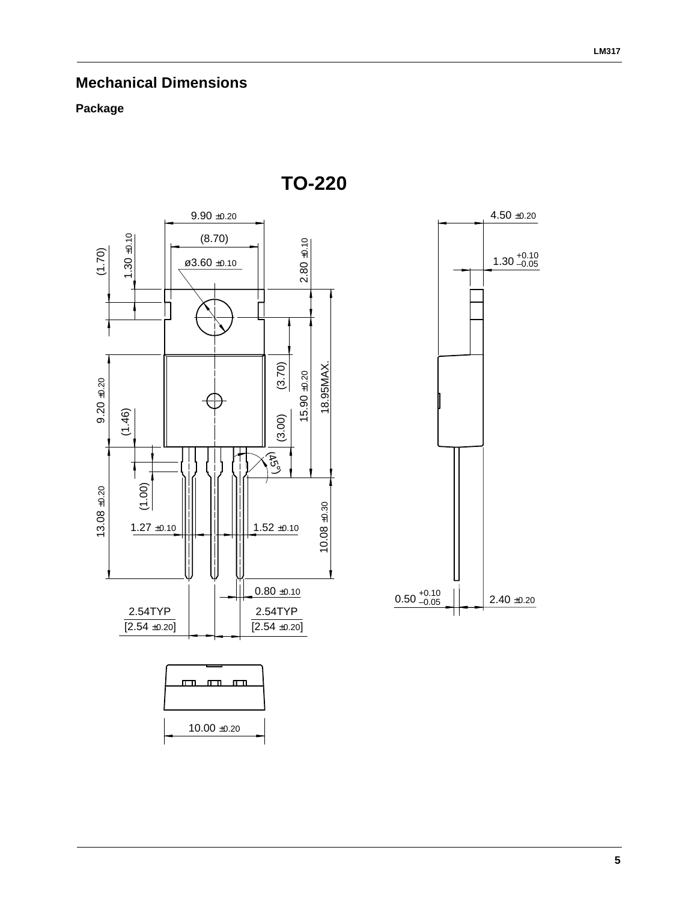## Mechanical Dimensions

### Package

**TO-220**

9.90 ±0.20

(8.70)

ø3.60 ±0.10

(1.70)

1.30 ±0.10

2.80 ±0.10

(3.70)

15.90 ±0.20

18.95MAX.

9.20 ±0.20

(1.46)

(3.00)

(45°)

(1.00)

13.08 ±0.20

1.27 ±0.10

1.52 ±0.10

10.08 ±0.30

0.80 ±0.10

2.54TYP [2.54 ±0.20]

2.54TYP [2.54 ±0.20]

10.00 ±0.20

4.50 ±0.20

1.30 $^{+0.10}_{-0.05}$

0.50 $^{+0.10}_{-0.05}$

2.40 ±0.20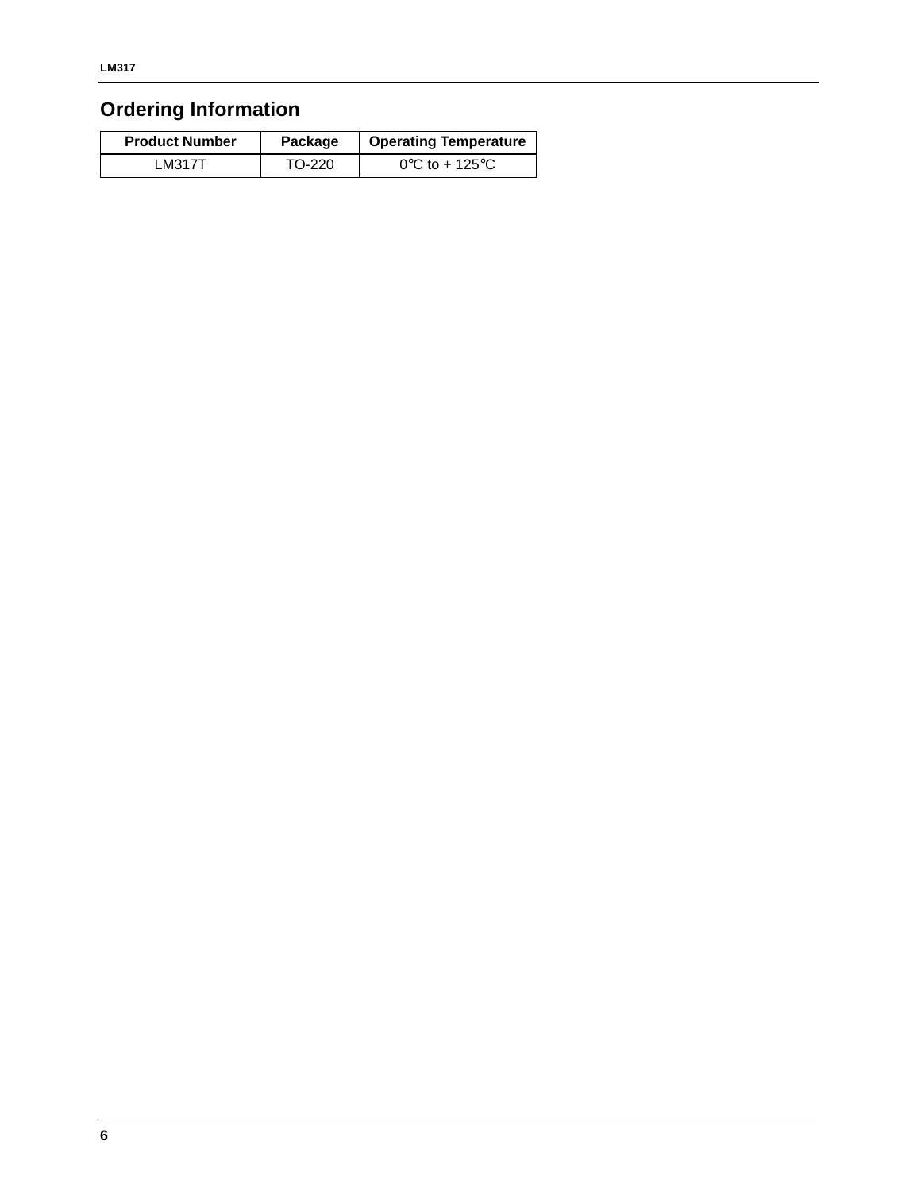## Ordering Information

| Product Number | Package | Operating Temperature |
| --- | --- | --- |
| LM317T | TO-220 | 0°C to + 125°C |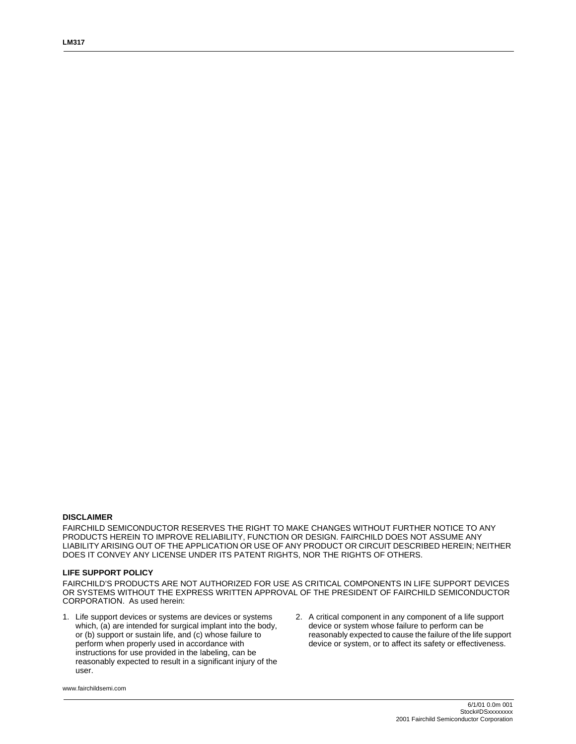**DISCLAIMER**

FAIRCHILD SEMICONDUCTOR RESERVES THE RIGHT TO MAKE CHANGES WITHOUT FURTHER NOTICE TO ANY PRODUCTS HEREIN TO IMPROVE RELIABILITY, FUNCTION OR DESIGN. FAIRCHILD DOES NOT ASSUME ANY LIABILITY ARISING OUT OF THE APPLICATION OR USE OF ANY PRODUCT OR CIRCUIT DESCRIBED HEREIN; NEITHER DOES IT CONVEY ANY LICENSE UNDER ITS PATENT RIGHTS, NOR THE RIGHTS OF OTHERS.

**LIFE SUPPORT POLICY**

FAIRCHILD'S PRODUCTS ARE NOT AUTHORIZED FOR USE AS CRITICAL COMPONENTS IN LIFE SUPPORT DEVICES OR SYSTEMS WITHOUT THE EXPRESS WRITTEN APPROVAL OF THE PRESIDENT OF FAIRCHILD SEMICONDUCTOR CORPORATION. As used herein:

1. Life support devices or systems are devices or systems which, (a) are intended for surgical implant into the body, or (b) support or sustain life, and (c) whose failure to perform when properly used in accordance with instructions for use provided in the labeling, can be reasonably expected to result in a significant injury of the user.

2. A critical component in any component of a life support device or system whose failure to perform can be reasonably expected to cause the failure of the life support device or system, or to affect its safety or effectiveness.

www.fairchildsemi.com

6/1/01 0.0m 001
Stock#DSxxxxxxxx
2001 Fairchild Semiconductor Corporation